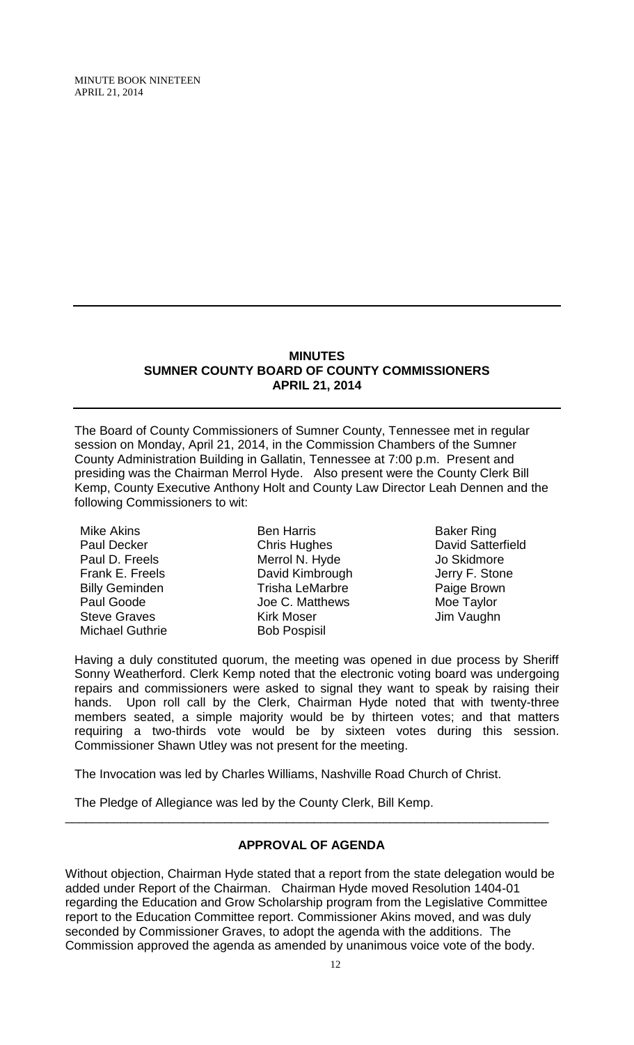# MINUTES
## SUMNER COUNTY BOARD OF COUNTY COMMISSIONERS
## APRIL 21, 2014

The Board of County Commissioners of Sumner County, Tennessee met in regular session on Monday, April 21, 2014, in the Commission Chambers of the Sumner County Administration Building in Gallatin, Tennessee at 7:00 p.m. Present and presiding was the Chairman Merrol Hyde. Also present were the County Clerk Bill Kemp, County Executive Anthony Holt and County Law Director Leah Dennen and the following Commissioners to wit:

| | | |
|---|---|---|
| Mike Akins | Ben Harris | Baker Ring |
| Paul Decker | Chris Hughes | David Satterfield |
| Paul D. Freels | Merrol N. Hyde | Jo Skidmore |
| Frank E. Freels | David Kimbrough | Jerry F. Stone |
| Billy Geminden | Trisha LeMarbre | Paige Brown |
| Paul Goode | Joe C. Matthews | Moe Taylor |
| Steve Graves | Kirk Moser | Jim Vaughn |
| Michael Guthrie | Bob Pospisil | |

Having a duly constituted quorum, the meeting was opened in due process by Sheriff Sonny Weatherford. Clerk Kemp noted that the electronic voting board was undergoing repairs and commissioners were asked to signal they want to speak by raising their hands. Upon roll call by the Clerk, Chairman Hyde noted that with twenty-three members seated, a simple majority would be by thirteen votes; and that matters requiring a two-thirds vote would be by sixteen votes during this session. Commissioner Shawn Utley was not present for the meeting.

The Invocation was led by Charles Williams, Nashville Road Church of Christ.

The Pledge of Allegiance was led by the County Clerk, Bill Kemp.

---

### APPROVAL OF AGENDA

Without objection, Chairman Hyde stated that a report from the state delegation would be added under Report of the Chairman. Chairman Hyde moved Resolution 1404-01 regarding the Education and Grow Scholarship program from the Legislative Committee report to the Education Committee report. Commissioner Akins moved, and was duly seconded by Commissioner Graves, to adopt the agenda with the additions. The Commission approved the agenda as amended by unanimous voice vote of the body.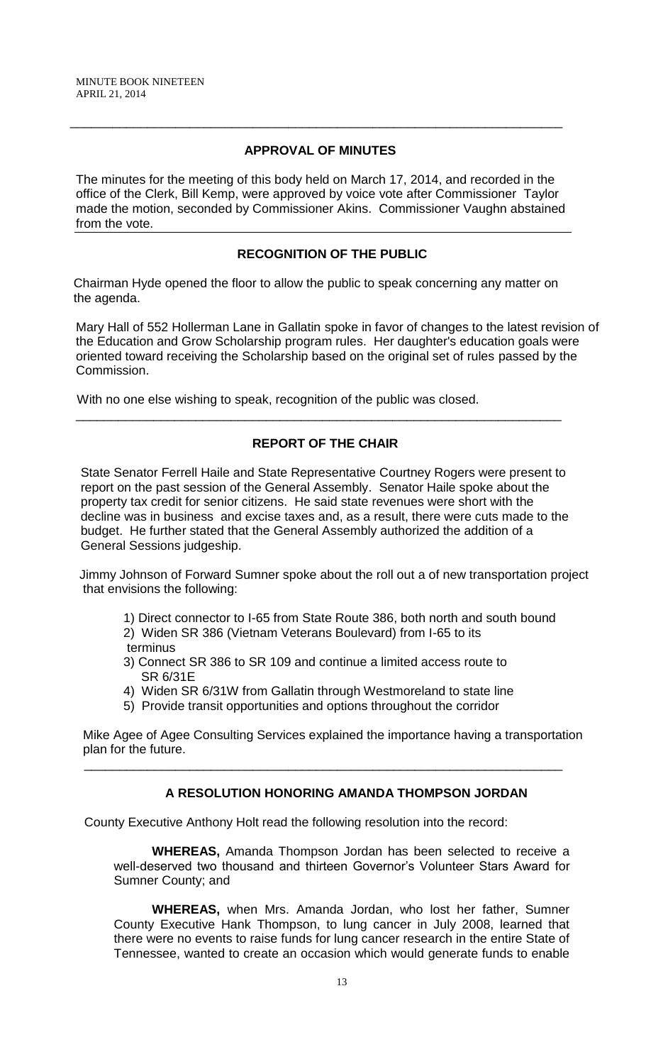## APPROVAL OF MINUTES

The minutes for the meeting of this body held on March 17, 2014, and recorded in the office of the Clerk, Bill Kemp, were approved by voice vote after Commissioner Taylor made the motion, seconded by Commissioner Akins. Commissioner Vaughn abstained from the vote.

## RECOGNITION OF THE PUBLIC

Chairman Hyde opened the floor to allow the public to speak concerning any matter on the agenda.

Mary Hall of 552 Hollerman Lane in Gallatin spoke in favor of changes to the latest revision of the Education and Grow Scholarship program rules. Her daughter's education goals were oriented toward receiving the Scholarship based on the original set of rules passed by the Commission.

With no one else wishing to speak, recognition of the public was closed.

## REPORT OF THE CHAIR

State Senator Ferrell Haile and State Representative Courtney Rogers were present to report on the past session of the General Assembly. Senator Haile spoke about the property tax credit for senior citizens. He said state revenues were short with the decline was in business and excise taxes and, as a result, there were cuts made to the budget. He further stated that the General Assembly authorized the addition of a General Sessions judgeship.

Jimmy Johnson of Forward Sumner spoke about the roll out a of new transportation project that envisions the following:

1) Direct connector to I-65 from State Route 386, both north and south bound
2) Widen SR 386 (Vietnam Veterans Boulevard) from I-65 to its terminus
3) Connect SR 386 to SR 109 and continue a limited access route to SR 6/31E
4) Widen SR 6/31W from Gallatin through Westmoreland to state line
5) Provide transit opportunities and options throughout the corridor

Mike Agee of Agee Consulting Services explained the importance having a transportation plan for the future.

## A RESOLUTION HONORING AMANDA THOMPSON JORDAN

County Executive Anthony Holt read the following resolution into the record:

**WHEREAS,** Amanda Thompson Jordan has been selected to receive a well-deserved two thousand and thirteen Governor's Volunteer Stars Award for Sumner County; and

**WHEREAS,** when Mrs. Amanda Jordan, who lost her father, Sumner County Executive Hank Thompson, to lung cancer in July 2008, learned that there were no events to raise funds for lung cancer research in the entire State of Tennessee, wanted to create an occasion which would generate funds to enable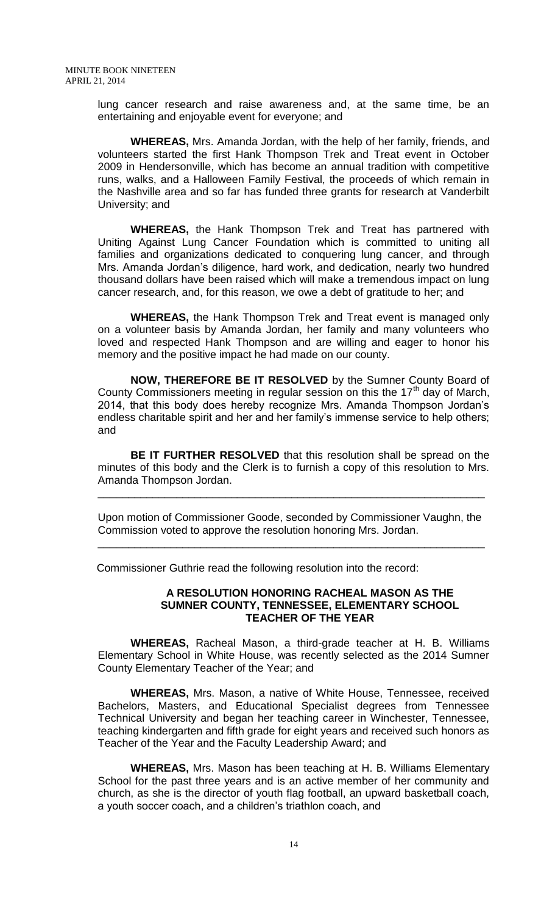lung cancer research and raise awareness and, at the same time, be an entertaining and enjoyable event for everyone; and

**WHEREAS,** Mrs. Amanda Jordan, with the help of her family, friends, and volunteers started the first Hank Thompson Trek and Treat event in October 2009 in Hendersonville, which has become an annual tradition with competitive runs, walks, and a Halloween Family Festival, the proceeds of which remain in the Nashville area and so far has funded three grants for research at Vanderbilt University; and

**WHEREAS,** the Hank Thompson Trek and Treat has partnered with Uniting Against Lung Cancer Foundation which is committed to uniting all families and organizations dedicated to conquering lung cancer, and through Mrs. Amanda Jordan's diligence, hard work, and dedication, nearly two hundred thousand dollars have been raised which will make a tremendous impact on lung cancer research, and, for this reason, we owe a debt of gratitude to her; and

**WHEREAS,** the Hank Thompson Trek and Treat event is managed only on a volunteer basis by Amanda Jordan, her family and many volunteers who loved and respected Hank Thompson and are willing and eager to honor his memory and the positive impact he had made on our county.

**NOW, THEREFORE BE IT RESOLVED** by the Sumner County Board of County Commissioners meeting in regular session on this the 17th day of March, 2014, that this body does hereby recognize Mrs. Amanda Thompson Jordan's endless charitable spirit and her and her family's immense service to help others; and

**BE IT FURTHER RESOLVED** that this resolution shall be spread on the minutes of this body and the Clerk is to furnish a copy of this resolution to Mrs. Amanda Thompson Jordan.

---

Upon motion of Commissioner Goode, seconded by Commissioner Vaughn, the Commission voted to approve the resolution honoring Mrs. Jordan.

---

Commissioner Guthrie read the following resolution into the record:

**A RESOLUTION HONORING RACHEAL MASON AS THE SUMNER COUNTY, TENNESSEE, ELEMENTARY SCHOOL TEACHER OF THE YEAR**

**WHEREAS,** Racheal Mason, a third-grade teacher at H. B. Williams Elementary School in White House, was recently selected as the 2014 Sumner County Elementary Teacher of the Year; and

**WHEREAS,** Mrs. Mason, a native of White House, Tennessee, received Bachelors, Masters, and Educational Specialist degrees from Tennessee Technical University and began her teaching career in Winchester, Tennessee, teaching kindergarten and fifth grade for eight years and received such honors as Teacher of the Year and the Faculty Leadership Award; and

**WHEREAS,** Mrs. Mason has been teaching at H. B. Williams Elementary School for the past three years and is an active member of her community and church, as she is the director of youth flag football, an upward basketball coach, a youth soccer coach, and a children's triathlon coach, and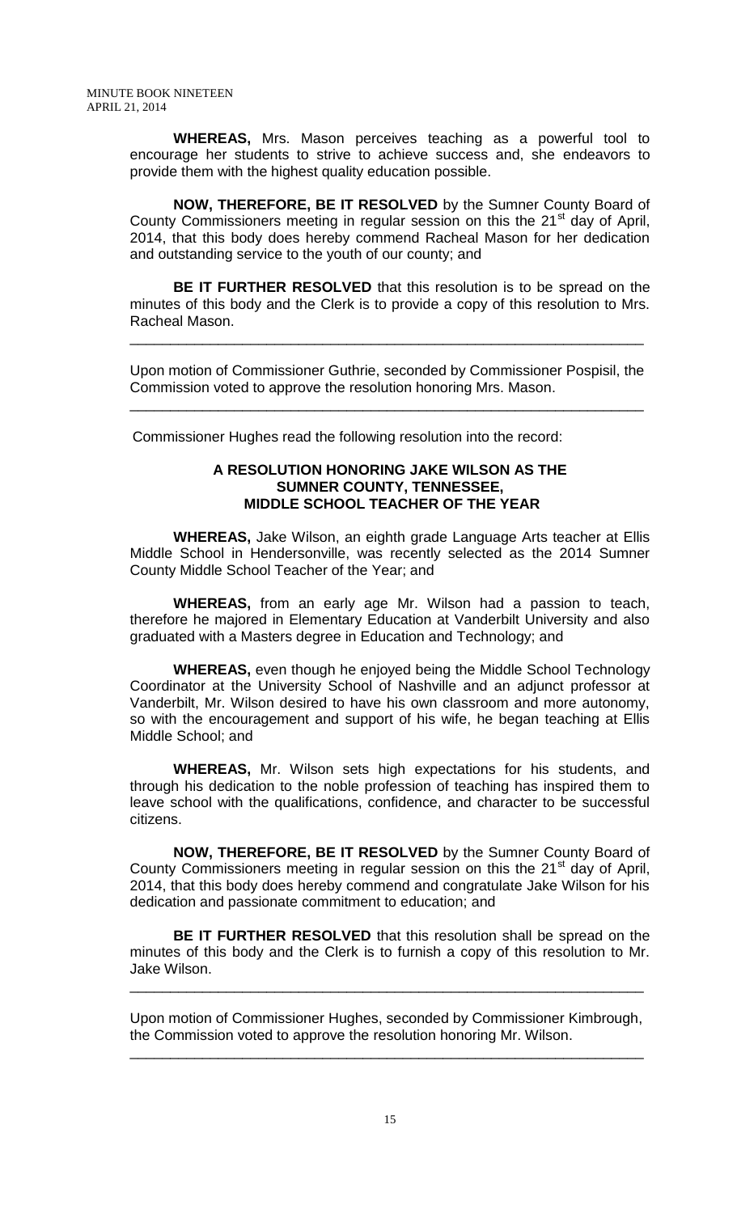**WHEREAS,** Mrs. Mason perceives teaching as a powerful tool to encourage her students to strive to achieve success and, she endeavors to provide them with the highest quality education possible.

**NOW, THEREFORE, BE IT RESOLVED** by the Sumner County Board of County Commissioners meeting in regular session on this the 21st day of April, 2014, that this body does hereby commend Racheal Mason for her dedication and outstanding service to the youth of our county; and

**BE IT FURTHER RESOLVED** that this resolution is to be spread on the minutes of this body and the Clerk is to provide a copy of this resolution to Mrs. Racheal Mason.

---

Upon motion of Commissioner Guthrie, seconded by Commissioner Pospisil, the Commission voted to approve the resolution honoring Mrs. Mason.

---

Commissioner Hughes read the following resolution into the record:

**A RESOLUTION HONORING JAKE WILSON AS THE SUMNER COUNTY, TENNESSEE, MIDDLE SCHOOL TEACHER OF THE YEAR**

**WHEREAS,** Jake Wilson, an eighth grade Language Arts teacher at Ellis Middle School in Hendersonville, was recently selected as the 2014 Sumner County Middle School Teacher of the Year; and

**WHEREAS,** from an early age Mr. Wilson had a passion to teach, therefore he majored in Elementary Education at Vanderbilt University and also graduated with a Masters degree in Education and Technology; and

**WHEREAS,** even though he enjoyed being the Middle School Technology Coordinator at the University School of Nashville and an adjunct professor at Vanderbilt, Mr. Wilson desired to have his own classroom and more autonomy, so with the encouragement and support of his wife, he began teaching at Ellis Middle School; and

**WHEREAS,** Mr. Wilson sets high expectations for his students, and through his dedication to the noble profession of teaching has inspired them to leave school with the qualifications, confidence, and character to be successful citizens.

**NOW, THEREFORE, BE IT RESOLVED** by the Sumner County Board of County Commissioners meeting in regular session on this the 21st day of April, 2014, that this body does hereby commend and congratulate Jake Wilson for his dedication and passionate commitment to education; and

**BE IT FURTHER RESOLVED** that this resolution shall be spread on the minutes of this body and the Clerk is to furnish a copy of this resolution to Mr. Jake Wilson.

---

Upon motion of Commissioner Hughes, seconded by Commissioner Kimbrough, the Commission voted to approve the resolution honoring Mr. Wilson.

---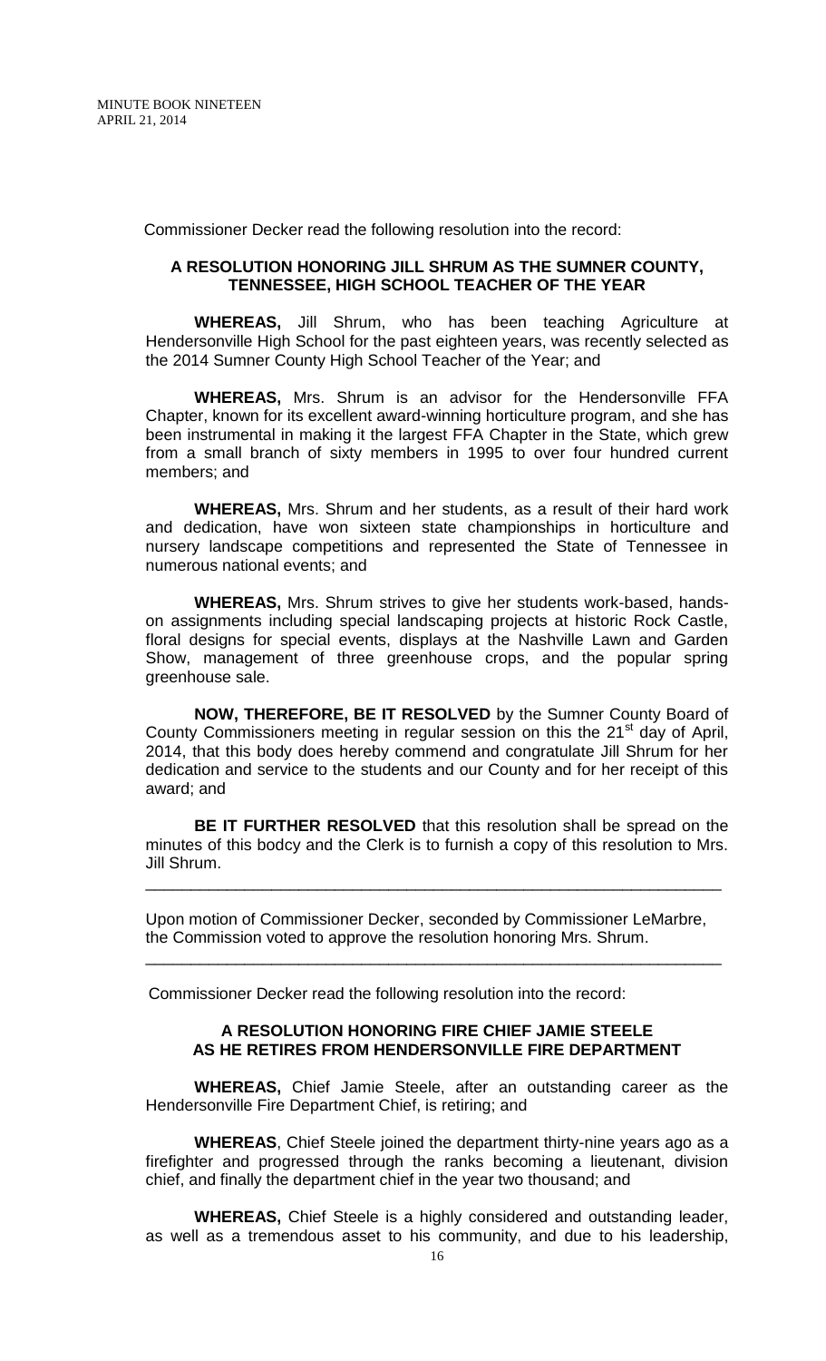Commissioner Decker read the following resolution into the record:

**A RESOLUTION HONORING JILL SHRUM AS THE SUMNER COUNTY, TENNESSEE, HIGH SCHOOL TEACHER OF THE YEAR**

**WHEREAS,** Jill Shrum, who has been teaching Agriculture at Hendersonville High School for the past eighteen years, was recently selected as the 2014 Sumner County High School Teacher of the Year; and

**WHEREAS,** Mrs. Shrum is an advisor for the Hendersonville FFA Chapter, known for its excellent award-winning horticulture program, and she has been instrumental in making it the largest FFA Chapter in the State, which grew from a small branch of sixty members in 1995 to over four hundred current members; and

**WHEREAS,** Mrs. Shrum and her students, as a result of their hard work and dedication, have won sixteen state championships in horticulture and nursery landscape competitions and represented the State of Tennessee in numerous national events; and

**WHEREAS,** Mrs. Shrum strives to give her students work-based, hands-on assignments including special landscaping projects at historic Rock Castle, floral designs for special events, displays at the Nashville Lawn and Garden Show, management of three greenhouse crops, and the popular spring greenhouse sale.

**NOW, THEREFORE, BE IT RESOLVED** by the Sumner County Board of County Commissioners meeting in regular session on this the 21st day of April, 2014, that this body does hereby commend and congratulate Jill Shrum for her dedication and service to the students and our County and for her receipt of this award; and

**BE IT FURTHER RESOLVED** that this resolution shall be spread on the minutes of this bodcy and the Clerk is to furnish a copy of this resolution to Mrs. Jill Shrum.

---

Upon motion of Commissioner Decker, seconded by Commissioner LeMarbre, the Commission voted to approve the resolution honoring Mrs. Shrum.

---

Commissioner Decker read the following resolution into the record:

**A RESOLUTION HONORING FIRE CHIEF JAMIE STEELE AS HE RETIRES FROM HENDERSONVILLE FIRE DEPARTMENT**

**WHEREAS,** Chief Jamie Steele, after an outstanding career as the Hendersonville Fire Department Chief, is retiring; and

**WHEREAS**, Chief Steele joined the department thirty-nine years ago as a firefighter and progressed through the ranks becoming a lieutenant, division chief, and finally the department chief in the year two thousand; and

**WHEREAS,** Chief Steele is a highly considered and outstanding leader, as well as a tremendous asset to his community, and due to his leadership,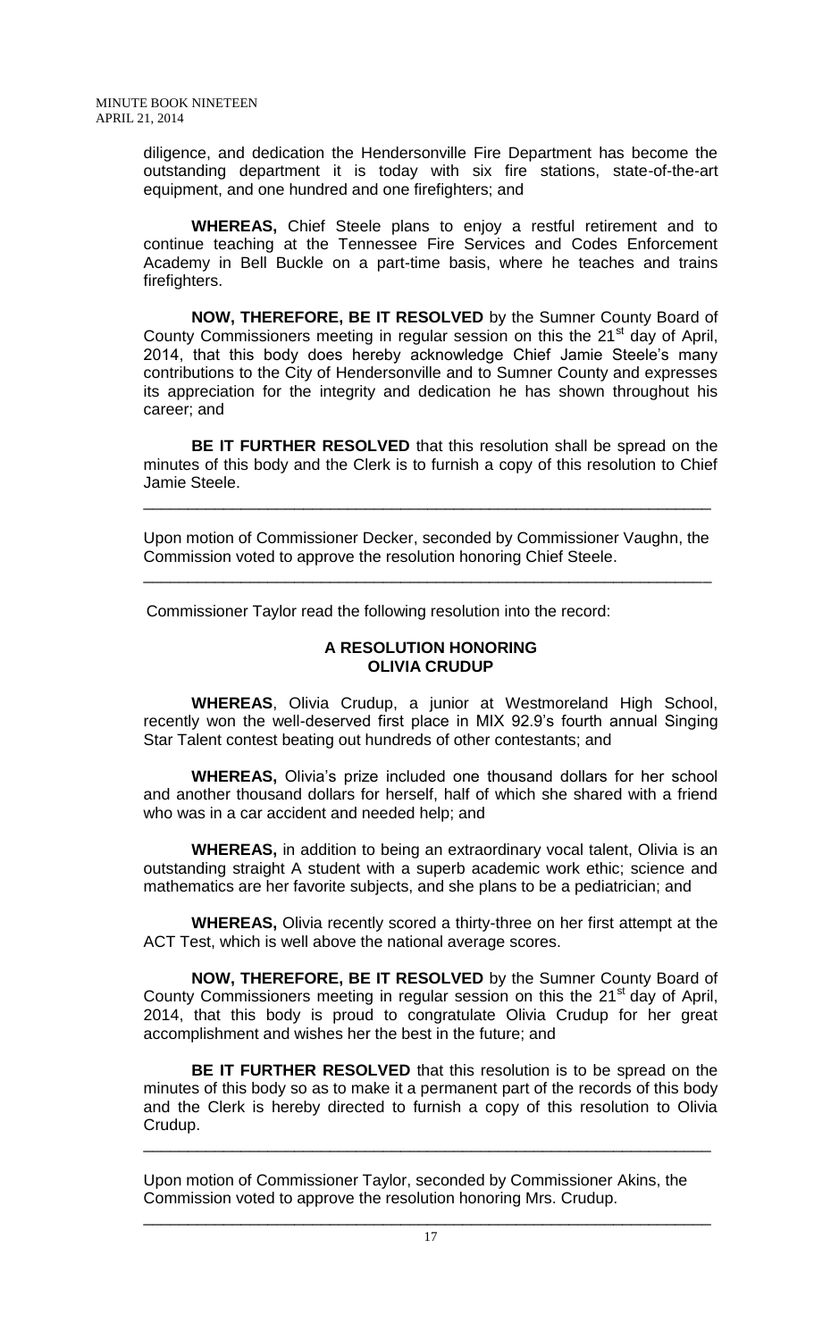diligence, and dedication the Hendersonville Fire Department has become the outstanding department it is today with six fire stations, state-of-the-art equipment, and one hundred and one firefighters; and

**WHEREAS,** Chief Steele plans to enjoy a restful retirement and to continue teaching at the Tennessee Fire Services and Codes Enforcement Academy in Bell Buckle on a part-time basis, where he teaches and trains firefighters.

**NOW, THEREFORE, BE IT RESOLVED** by the Sumner County Board of County Commissioners meeting in regular session on this the 21st day of April, 2014, that this body does hereby acknowledge Chief Jamie Steele's many contributions to the City of Hendersonville and to Sumner County and expresses its appreciation for the integrity and dedication he has shown throughout his career; and

**BE IT FURTHER RESOLVED** that this resolution shall be spread on the minutes of this body and the Clerk is to furnish a copy of this resolution to Chief Jamie Steele.

---

Upon motion of Commissioner Decker, seconded by Commissioner Vaughn, the Commission voted to approve the resolution honoring Chief Steele.

---

Commissioner Taylor read the following resolution into the record:

## A RESOLUTION HONORING OLIVIA CRUDUP

**WHEREAS**, Olivia Crudup, a junior at Westmoreland High School, recently won the well-deserved first place in MIX 92.9's fourth annual Singing Star Talent contest beating out hundreds of other contestants; and

**WHEREAS,** Olivia's prize included one thousand dollars for her school and another thousand dollars for herself, half of which she shared with a friend who was in a car accident and needed help; and

**WHEREAS,** in addition to being an extraordinary vocal talent, Olivia is an outstanding straight A student with a superb academic work ethic; science and mathematics are her favorite subjects, and she plans to be a pediatrician; and

**WHEREAS,** Olivia recently scored a thirty-three on her first attempt at the ACT Test, which is well above the national average scores.

**NOW, THEREFORE, BE IT RESOLVED** by the Sumner County Board of County Commissioners meeting in regular session on this the 21st day of April, 2014, that this body is proud to congratulate Olivia Crudup for her great accomplishment and wishes her the best in the future; and

**BE IT FURTHER RESOLVED** that this resolution is to be spread on the minutes of this body so as to make it a permanent part of the records of this body and the Clerk is hereby directed to furnish a copy of this resolution to Olivia Crudup.

---

Upon motion of Commissioner Taylor, seconded by Commissioner Akins, the Commission voted to approve the resolution honoring Mrs. Crudup.

---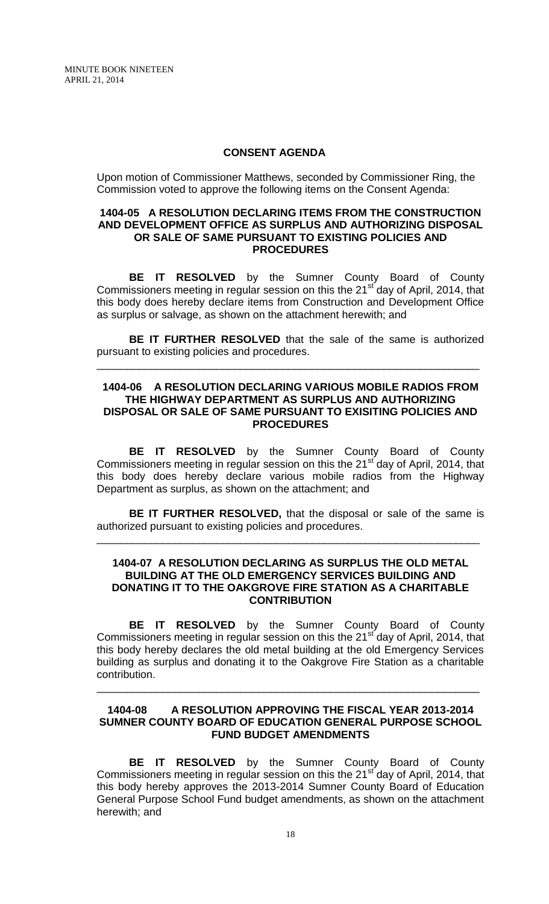## CONSENT AGENDA

Upon motion of Commissioner Matthews, seconded by Commissioner Ring, the Commission voted to approve the following items on the Consent Agenda:

### 1404-05 A RESOLUTION DECLARING ITEMS FROM THE CONSTRUCTION AND DEVELOPMENT OFFICE AS SURPLUS AND AUTHORIZING DISPOSAL OR SALE OF SAME PURSUANT TO EXISTING POLICIES AND PROCEDURES

**BE IT RESOLVED** by the Sumner County Board of County Commissioners meeting in regular session on this the 21st day of April, 2014, that this body does hereby declare items from Construction and Development Office as surplus or salvage, as shown on the attachment herewith; and

**BE IT FURTHER RESOLVED** that the sale of the same is authorized pursuant to existing policies and procedures.

---

### 1404-06 A RESOLUTION DECLARING VARIOUS MOBILE RADIOS FROM THE HIGHWAY DEPARTMENT AS SURPLUS AND AUTHORIZING DISPOSAL OR SALE OF SAME PURSUANT TO EXISITING POLICIES AND PROCEDURES

**BE IT RESOLVED** by the Sumner County Board of County Commissioners meeting in regular session on this the 21st day of April, 2014, that this body does hereby declare various mobile radios from the Highway Department as surplus, as shown on the attachment; and

**BE IT FURTHER RESOLVED,** that the disposal or sale of the same is authorized pursuant to existing policies and procedures.

---

### 1404-07 A RESOLUTION DECLARING AS SURPLUS THE OLD METAL BUILDING AT THE OLD EMERGENCY SERVICES BUILDING AND DONATING IT TO THE OAKGROVE FIRE STATION AS A CHARITABLE CONTRIBUTION

**BE IT RESOLVED** by the Sumner County Board of County Commissioners meeting in regular session on this the 21st day of April, 2014, that this body hereby declares the old metal building at the old Emergency Services building as surplus and donating it to the Oakgrove Fire Station as a charitable contribution.

---

### 1404-08 A RESOLUTION APPROVING THE FISCAL YEAR 2013-2014 SUMNER COUNTY BOARD OF EDUCATION GENERAL PURPOSE SCHOOL FUND BUDGET AMENDMENTS

**BE IT RESOLVED** by the Sumner County Board of County Commissioners meeting in regular session on this the 21st day of April, 2014, that this body hereby approves the 2013-2014 Sumner County Board of Education General Purpose School Fund budget amendments, as shown on the attachment herewith; and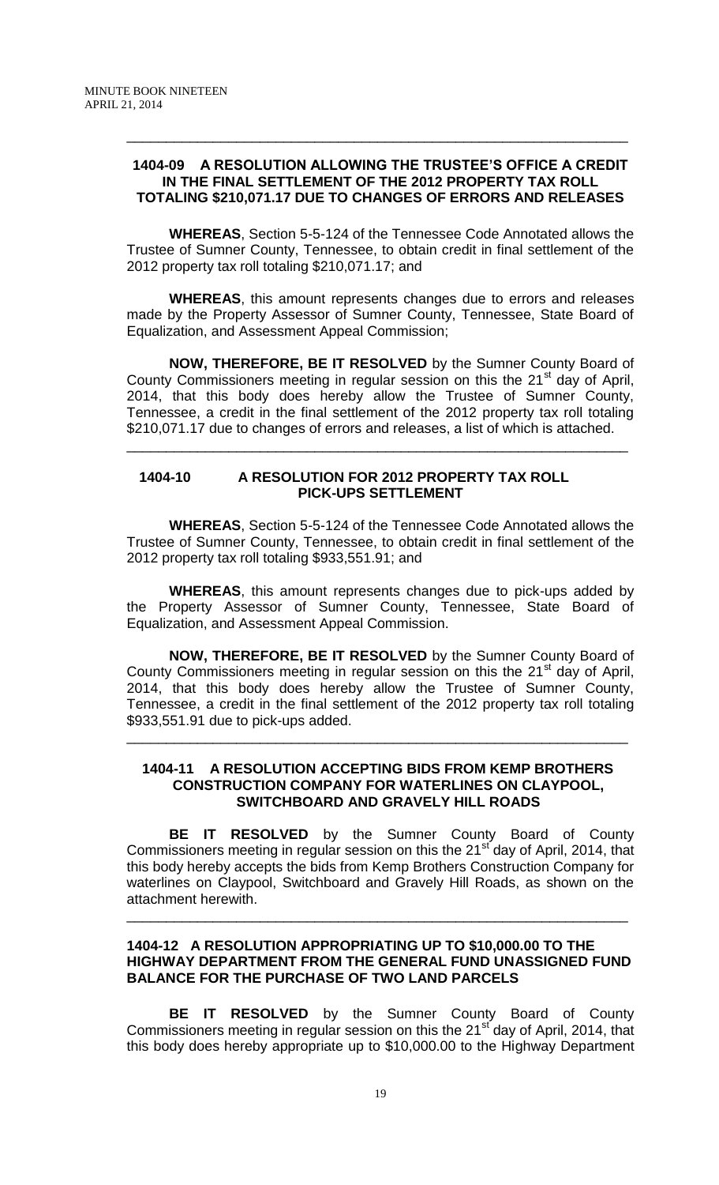---

### 1404-09 A RESOLUTION ALLOWING THE TRUSTEE'S OFFICE A CREDIT IN THE FINAL SETTLEMENT OF THE 2012 PROPERTY TAX ROLL TOTALING $210,071.17 DUE TO CHANGES OF ERRORS AND RELEASES

**WHEREAS**, Section 5-5-124 of the Tennessee Code Annotated allows the Trustee of Sumner County, Tennessee, to obtain credit in final settlement of the 2012 property tax roll totaling $210,071.17; and

**WHEREAS**, this amount represents changes due to errors and releases made by the Property Assessor of Sumner County, Tennessee, State Board of Equalization, and Assessment Appeal Commission;

**NOW, THEREFORE, BE IT RESOLVED** by the Sumner County Board of County Commissioners meeting in regular session on this the 21st day of April, 2014, that this body does hereby allow the Trustee of Sumner County, Tennessee, a credit in the final settlement of the 2012 property tax roll totaling $210,071.17 due to changes of errors and releases, a list of which is attached.

---

### 1404-10 A RESOLUTION FOR 2012 PROPERTY TAX ROLL PICK-UPS SETTLEMENT

**WHEREAS**, Section 5-5-124 of the Tennessee Code Annotated allows the Trustee of Sumner County, Tennessee, to obtain credit in final settlement of the 2012 property tax roll totaling $933,551.91; and

**WHEREAS**, this amount represents changes due to pick-ups added by the Property Assessor of Sumner County, Tennessee, State Board of Equalization, and Assessment Appeal Commission.

**NOW, THEREFORE, BE IT RESOLVED** by the Sumner County Board of County Commissioners meeting in regular session on this the 21st day of April, 2014, that this body does hereby allow the Trustee of Sumner County, Tennessee, a credit in the final settlement of the 2012 property tax roll totaling $933,551.91 due to pick-ups added.

---

### 1404-11 A RESOLUTION ACCEPTING BIDS FROM KEMP BROTHERS CONSTRUCTION COMPANY FOR WATERLINES ON CLAYPOOL, SWITCHBOARD AND GRAVELY HILL ROADS

**BE IT RESOLVED** by the Sumner County Board of County Commissioners meeting in regular session on this the 21st day of April, 2014, that this body hereby accepts the bids from Kemp Brothers Construction Company for waterlines on Claypool, Switchboard and Gravely Hill Roads, as shown on the attachment herewith.

---

### 1404-12 A RESOLUTION APPROPRIATING UP TO $10,000.00 TO THE HIGHWAY DEPARTMENT FROM THE GENERAL FUND UNASSIGNED FUND BALANCE FOR THE PURCHASE OF TWO LAND PARCELS

**BE IT RESOLVED** by the Sumner County Board of County Commissioners meeting in regular session on this the 21st day of April, 2014, that this body does hereby appropriate up to $10,000.00 to the Highway Department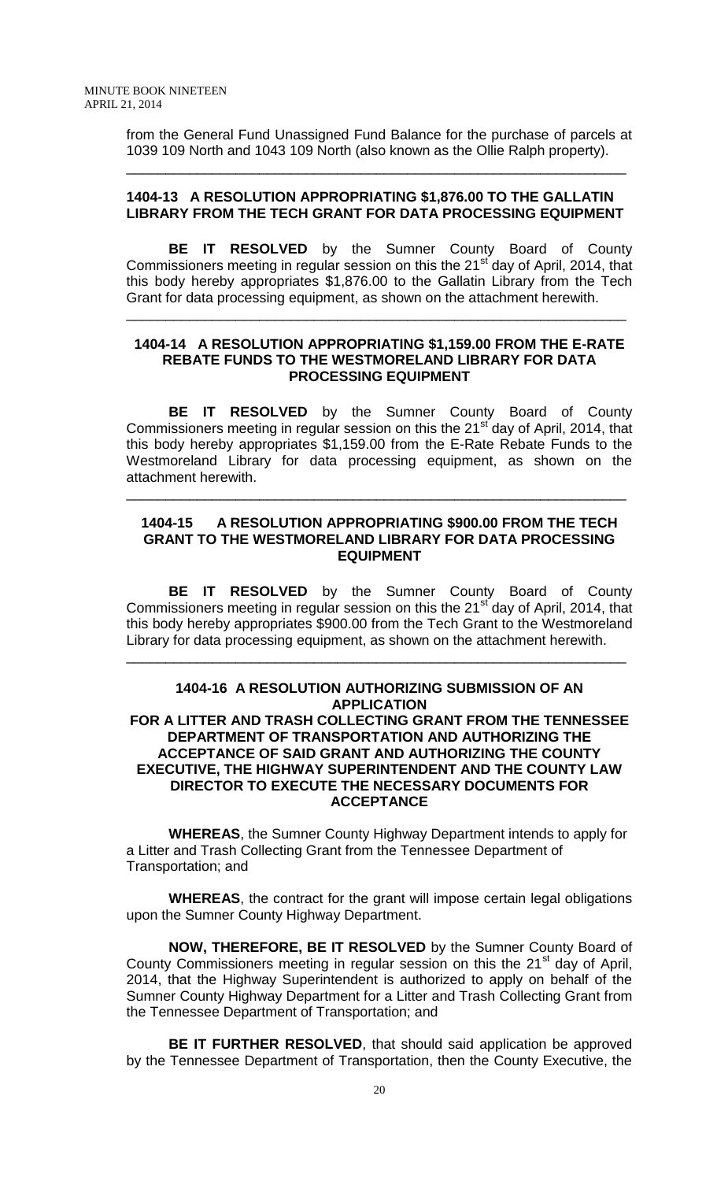from the General Fund Unassigned Fund Balance for the purchase of parcels at 1039 109 North and 1043 109 North (also known as the Ollie Ralph property).

---

**1404-13 A RESOLUTION APPROPRIATING $1,876.00 TO THE GALLATIN LIBRARY FROM THE TECH GRANT FOR DATA PROCESSING EQUIPMENT**

**BE IT RESOLVED** by the Sumner County Board of County Commissioners meeting in regular session on this the 21st day of April, 2014, that this body hereby appropriates $1,876.00 to the Gallatin Library from the Tech Grant for data processing equipment, as shown on the attachment herewith.

---

**1404-14 A RESOLUTION APPROPRIATING $1,159.00 FROM THE E-RATE REBATE FUNDS TO THE WESTMORELAND LIBRARY FOR DATA PROCESSING EQUIPMENT**

**BE IT RESOLVED** by the Sumner County Board of County Commissioners meeting in regular session on this the 21st day of April, 2014, that this body hereby appropriates $1,159.00 from the E-Rate Rebate Funds to the Westmoreland Library for data processing equipment, as shown on the attachment herewith.

---

**1404-15 A RESOLUTION APPROPRIATING $900.00 FROM THE TECH GRANT TO THE WESTMORELAND LIBRARY FOR DATA PROCESSING EQUIPMENT**

**BE IT RESOLVED** by the Sumner County Board of County Commissioners meeting in regular session on this the 21st day of April, 2014, that this body hereby appropriates $900.00 from the Tech Grant to the Westmoreland Library for data processing equipment, as shown on the attachment herewith.

---

**1404-16 A RESOLUTION AUTHORIZING SUBMISSION OF AN APPLICATION FOR A LITTER AND TRASH COLLECTING GRANT FROM THE TENNESSEE DEPARTMENT OF TRANSPORTATION AND AUTHORIZING THE ACCEPTANCE OF SAID GRANT AND AUTHORIZING THE COUNTY EXECUTIVE, THE HIGHWAY SUPERINTENDENT AND THE COUNTY LAW DIRECTOR TO EXECUTE THE NECESSARY DOCUMENTS FOR ACCEPTANCE**

**WHEREAS**, the Sumner County Highway Department intends to apply for a Litter and Trash Collecting Grant from the Tennessee Department of Transportation; and

**WHEREAS**, the contract for the grant will impose certain legal obligations upon the Sumner County Highway Department.

**NOW, THEREFORE, BE IT RESOLVED** by the Sumner County Board of County Commissioners meeting in regular session on this the 21st day of April, 2014, that the Highway Superintendent is authorized to apply on behalf of the Sumner County Highway Department for a Litter and Trash Collecting Grant from the Tennessee Department of Transportation; and

**BE IT FURTHER RESOLVED**, that should said application be approved by the Tennessee Department of Transportation, then the County Executive, the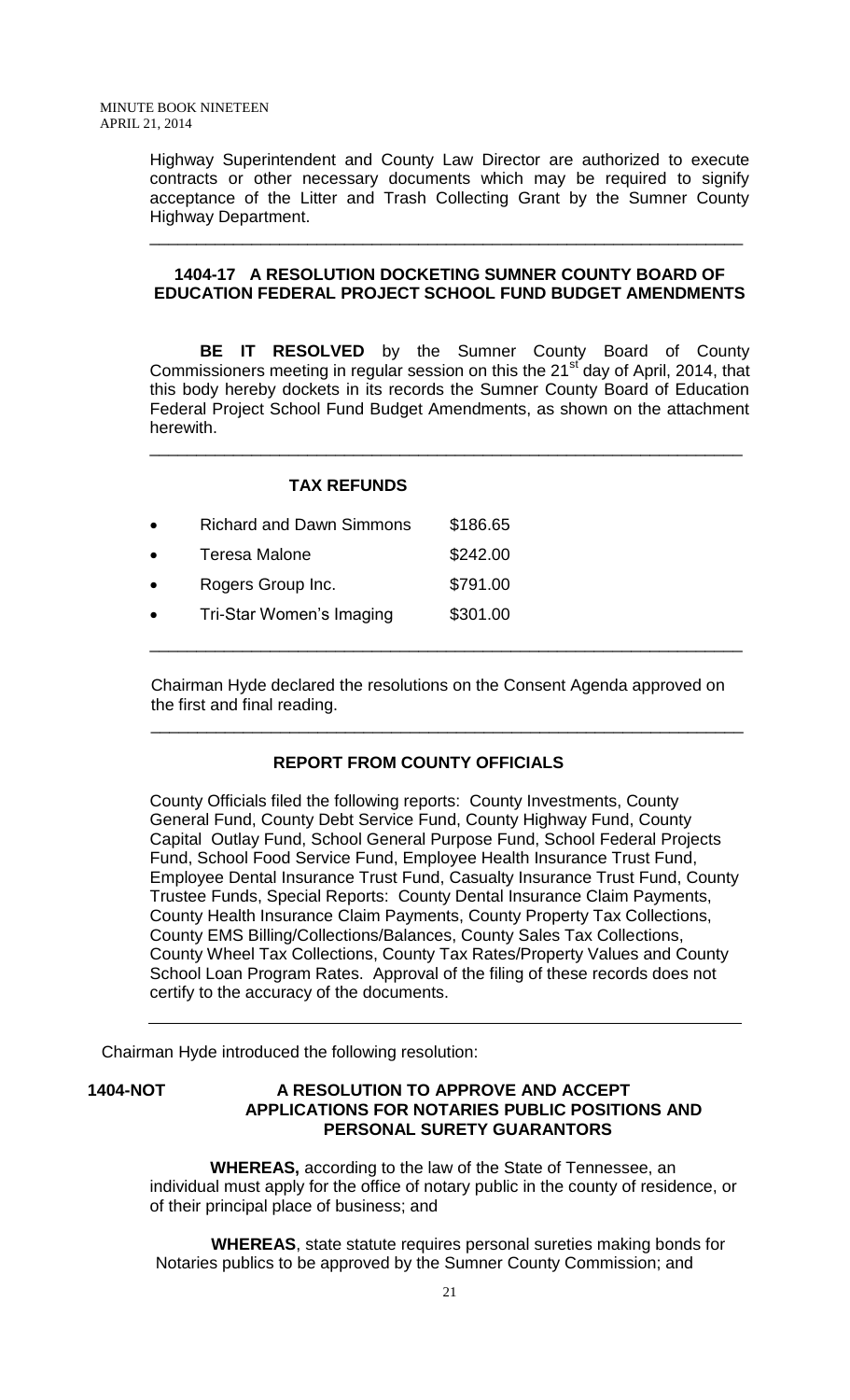Highway Superintendent and County Law Director are authorized to execute contracts or other necessary documents which may be required to signify acceptance of the Litter and Trash Collecting Grant by the Sumner County Highway Department.

---

**1404-17 A RESOLUTION DOCKETING SUMNER COUNTY BOARD OF EDUCATION FEDERAL PROJECT SCHOOL FUND BUDGET AMENDMENTS**

**BE IT RESOLVED** by the Sumner County Board of County Commissioners meeting in regular session on this the 21st day of April, 2014, that this body hereby dockets in its records the Sumner County Board of Education Federal Project School Fund Budget Amendments, as shown on the attachment herewith.

---

**TAX REFUNDS**

- Richard and Dawn Simmons $186.65
- Teresa Malone $242.00
- Rogers Group Inc. $791.00
- Tri-Star Women's Imaging $301.00

---

Chairman Hyde declared the resolutions on the Consent Agenda approved on the first and final reading.

---

**REPORT FROM COUNTY OFFICIALS**

County Officials filed the following reports: County Investments, County General Fund, County Debt Service Fund, County Highway Fund, County Capital Outlay Fund, School General Purpose Fund, School Federal Projects Fund, School Food Service Fund, Employee Health Insurance Trust Fund, Employee Dental Insurance Trust Fund, Casualty Insurance Trust Fund, County Trustee Funds, Special Reports: County Dental Insurance Claim Payments, County Health Insurance Claim Payments, County Property Tax Collections, County EMS Billing/Collections/Balances, County Sales Tax Collections, County Wheel Tax Collections, County Tax Rates/Property Values and County School Loan Program Rates. Approval of the filing of these records does not certify to the accuracy of the documents.

---

Chairman Hyde introduced the following resolution:

**1404-NOT A RESOLUTION TO APPROVE AND ACCEPT APPLICATIONS FOR NOTARIES PUBLIC POSITIONS AND PERSONAL SURETY GUARANTORS**

**WHEREAS,** according to the law of the State of Tennessee, an individual must apply for the office of notary public in the county of residence, or of their principal place of business; and

**WHEREAS**, state statute requires personal sureties making bonds for Notaries publics to be approved by the Sumner County Commission; and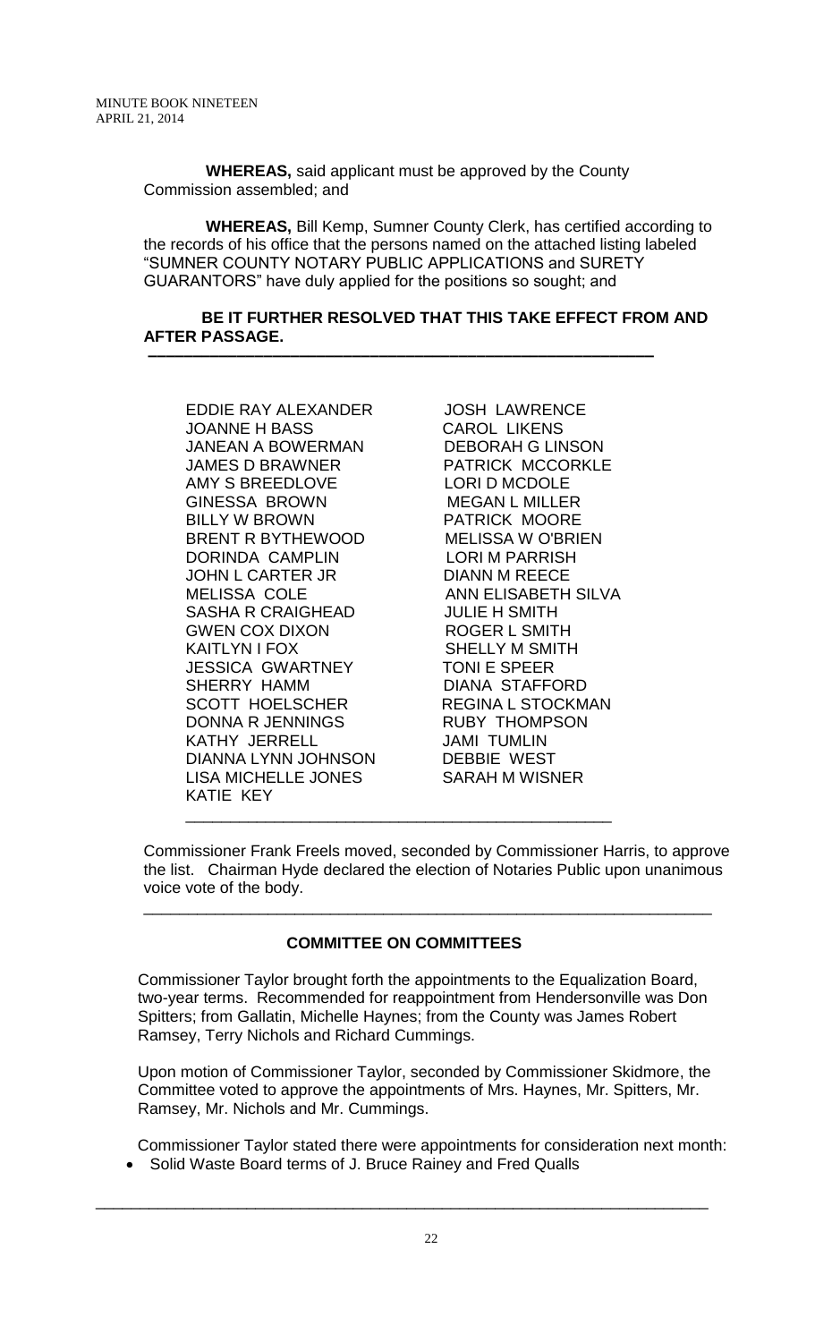**WHEREAS,** said applicant must be approved by the County Commission assembled; and

**WHEREAS,** Bill Kemp, Sumner County Clerk, has certified according to the records of his office that the persons named on the attached listing labeled "SUMNER COUNTY NOTARY PUBLIC APPLICATIONS and SURETY GUARANTORS" have duly applied for the positions so sought; and

**BE IT FURTHER RESOLVED THAT THIS TAKE EFFECT FROM AND AFTER PASSAGE.**

---

EDDIE RAY ALEXANDER
JOANNE H BASS
JANEAN A BOWERMAN
JAMES D BRAWNER
AMY S BREEDLOVE
GINESSA BROWN
BILLY W BROWN
BRENT R BYTHEWOOD
DORINDA CAMPLIN
JOHN L CARTER JR
MELISSA COLE
SASHA R CRAIGHEAD
GWEN COX DIXON
KAITLYN I FOX
JESSICA GWARTNEY
SHERRY HAMM
SCOTT HOELSCHER
DONNA R JENNINGS
KATHY JERRELL
DIANNA LYNN JOHNSON
LISA MICHELLE JONES
KATIE KEY
JOSH LAWRENCE
CAROL LIKENS
DEBORAH G LINSON
PATRICK MCCORKLE
LORI D MCDOLE
MEGAN L MILLER
PATRICK MOORE
MELISSA W O'BRIEN
LORI M PARRISH
DIANN M REECE
ANN ELISABETH SILVA
JULIE H SMITH
ROGER L SMITH
SHELLY M SMITH
TONI E SPEER
DIANA STAFFORD
REGINA L STOCKMAN
RUBY THOMPSON
JAMI TUMLIN
DEBBIE WEST
SARAH M WISNER

---

Commissioner Frank Freels moved, seconded by Commissioner Harris, to approve the list. Chairman Hyde declared the election of Notaries Public upon unanimous voice vote of the body.

---

## COMMITTEE ON COMMITTEES

Commissioner Taylor brought forth the appointments to the Equalization Board, two-year terms. Recommended for reappointment from Hendersonville was Don Spitters; from Gallatin, Michelle Haynes; from the County was James Robert Ramsey, Terry Nichols and Richard Cummings.

Upon motion of Commissioner Taylor, seconded by Commissioner Skidmore, the Committee voted to approve the appointments of Mrs. Haynes, Mr. Spitters, Mr. Ramsey, Mr. Nichols and Mr. Cummings.

Commissioner Taylor stated there were appointments for consideration next month:

- Solid Waste Board terms of J. Bruce Rainey and Fred Qualls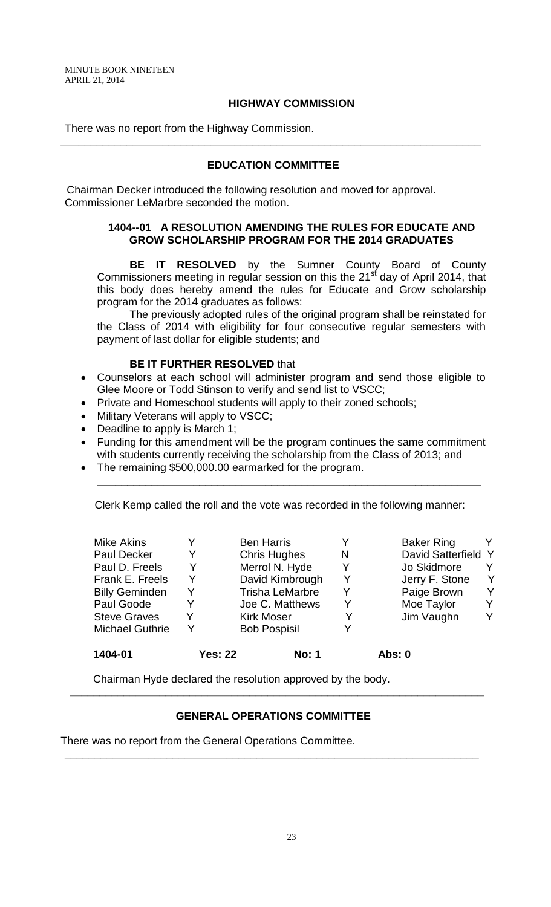## HIGHWAY COMMISSION

There was no report from the Highway Commission.

---

## EDUCATION COMMITTEE

Chairman Decker introduced the following resolution and moved for approval. Commissioner LeMarbre seconded the motion.

### 1404--01 A RESOLUTION AMENDING THE RULES FOR EDUCATE AND GROW SCHOLARSHIP PROGRAM FOR THE 2014 GRADUATES

**BE IT RESOLVED** by the Sumner County Board of County Commissioners meeting in regular session on this the 21st day of April 2014, that this body does hereby amend the rules for Educate and Grow scholarship program for the 2014 graduates as follows:

The previously adopted rules of the original program shall be reinstated for the Class of 2014 with eligibility for four consecutive regular semesters with payment of last dollar for eligible students; and

**BE IT FURTHER RESOLVED** that

- Counselors at each school will administer program and send those eligible to Glee Moore or Todd Stinson to verify and send list to VSCC;
- Private and Homeschool students will apply to their zoned schools;
- Military Veterans will apply to VSCC;
- Deadline to apply is March 1;
- Funding for this amendment will be the program continues the same commitment with students currently receiving the scholarship from the Class of 2013; and
- The remaining $500,000.00 earmarked for the program.

---

Clerk Kemp called the roll and the vote was recorded in the following manner:

| | | | | | |
|---|---|---|---|---|---|
| Mike Akins | Y | Ben Harris | Y | Baker Ring | Y |
| Paul Decker | Y | Chris Hughes | N | David Satterfield | Y |
| Paul D. Freels | Y | Merrol N. Hyde | Y | Jo Skidmore | Y |
| Frank E. Freels | Y | David Kimbrough | Y | Jerry F. Stone | Y |
| Billy Geminden | Y | Trisha LeMarbre | Y | Paige Brown | Y |
| Paul Goode | Y | Joe C. Matthews | Y | Moe Taylor | Y |
| Steve Graves | Y | Kirk Moser | Y | Jim Vaughn | Y |
| Michael Guthrie | Y | Bob Pospisil | Y | | |

**1404-01** **Yes: 22** **No: 1** **Abs: 0**

Chairman Hyde declared the resolution approved by the body.

---

## GENERAL OPERATIONS COMMITTEE

There was no report from the General Operations Committee.

---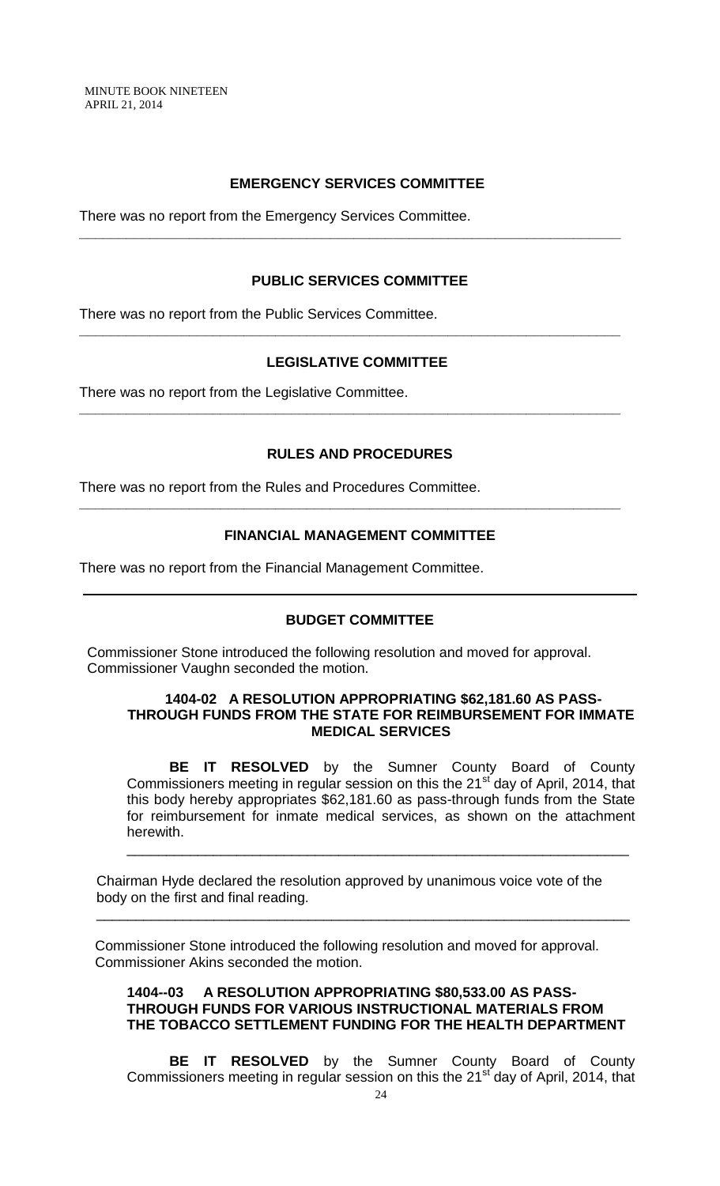### EMERGENCY SERVICES COMMITTEE

There was no report from the Emergency Services Committee.

---

### PUBLIC SERVICES COMMITTEE

There was no report from the Public Services Committee.

---

### LEGISLATIVE COMMITTEE

There was no report from the Legislative Committee.

---

### RULES AND PROCEDURES

There was no report from the Rules and Procedures Committee.

---

### FINANCIAL MANAGEMENT COMMITTEE

There was no report from the Financial Management Committee.

---

### BUDGET COMMITTEE

Commissioner Stone introduced the following resolution and moved for approval. Commissioner Vaughn seconded the motion.

**1404-02 A RESOLUTION APPROPRIATING $62,181.60 AS PASS-THROUGH FUNDS FROM THE STATE FOR REIMBURSEMENT FOR IMMATE MEDICAL SERVICES**

**BE IT RESOLVED** by the Sumner County Board of County Commissioners meeting in regular session on this the 21st day of April, 2014, that this body hereby appropriates $62,181.60 as pass-through funds from the State for reimbursement for inmate medical services, as shown on the attachment herewith.

---

Chairman Hyde declared the resolution approved by unanimous voice vote of the body on the first and final reading.

---

Commissioner Stone introduced the following resolution and moved for approval. Commissioner Akins seconded the motion.

**1404--03 A RESOLUTION APPROPRIATING $80,533.00 AS PASS-THROUGH FUNDS FOR VARIOUS INSTRUCTIONAL MATERIALS FROM THE TOBACCO SETTLEMENT FUNDING FOR THE HEALTH DEPARTMENT**

**BE IT RESOLVED** by the Sumner County Board of County Commissioners meeting in regular session on this the 21st day of April, 2014, that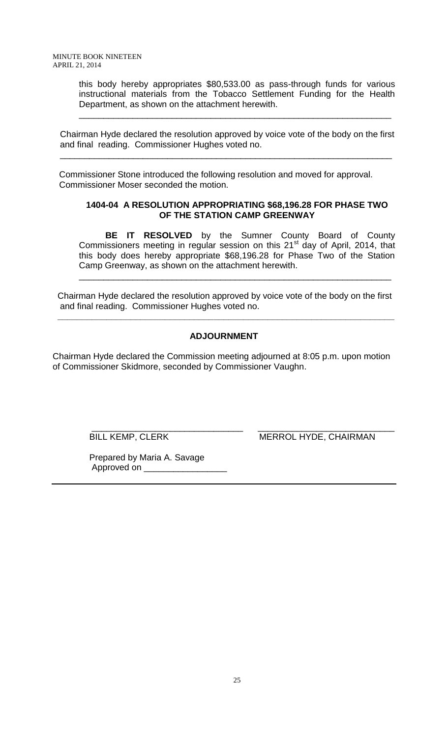this body hereby appropriates $80,533.00 as pass-through funds for various instructional materials from the Tobacco Settlement Funding for the Health Department, as shown on the attachment herewith.

---

Chairman Hyde declared the resolution approved by voice vote of the body on the first and final reading. Commissioner Hughes voted no.

---

Commissioner Stone introduced the following resolution and moved for approval. Commissioner Moser seconded the motion.

**1404-04 A RESOLUTION APPROPRIATING $68,196.28 FOR PHASE TWO OF THE STATION CAMP GREENWAY**

**BE IT RESOLVED** by the Sumner County Board of County Commissioners meeting in regular session on this 21st day of April, 2014, that this body does hereby appropriate $68,196.28 for Phase Two of the Station Camp Greenway, as shown on the attachment herewith.

---

Chairman Hyde declared the resolution approved by voice vote of the body on the first and final reading. Commissioner Hughes voted no.

---

**ADJOURNMENT**

Chairman Hyde declared the Commission meeting adjourned at 8:05 p.m. upon motion of Commissioner Skidmore, seconded by Commissioner Vaughn.

_______________________________ _______________________________
BILL KEMP, CLERK MERROL HYDE, CHAIRMAN

Prepared by Maria A. Savage
Approved on _________________